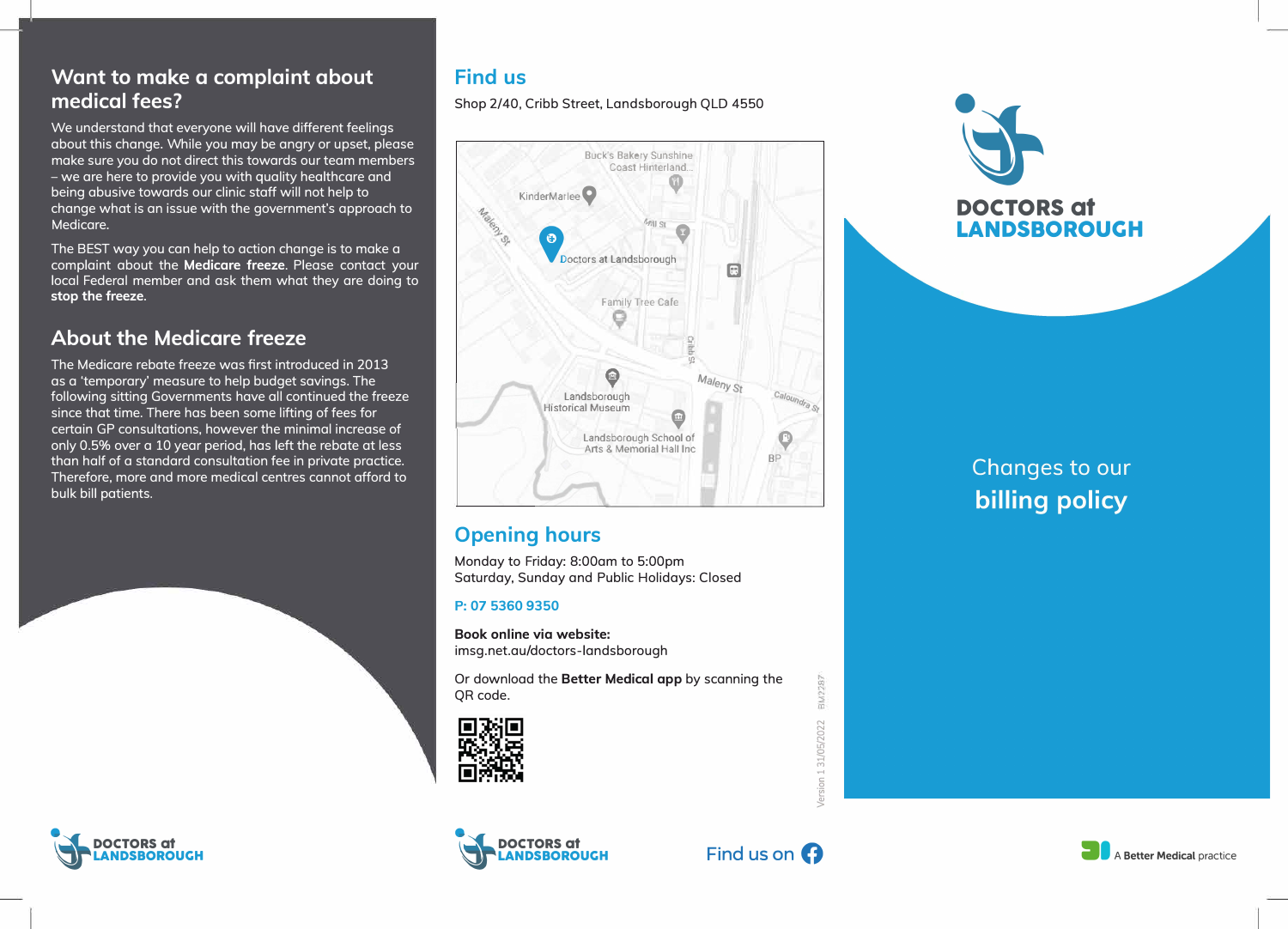## Want to make a complaint about medical fees?

We understand that everyone will have different feelings about this change. While you may be angry or upset, please make sure you do not direct this towards our team members – we are here to provide you with quality healthcare and being abusive towards our clinic staff will not help to change what is an issue with the government's approach to Medicare.

The BEST way you can help to action change is to make a complaint about the **Medicare freeze**. Please contact your local Federal member and ask them what they are doing to **stop the freeze**.

## About the Medicare freeze

The Medicare rebate freeze was first introduced in 2013 as a 'temporary' measure to help budget savings. The following sitting Governments have all continued the freeze since that time. There has been some lifting of fees for certain GP consultations, however the minimal increase of only 0.5% over a 10 year period, has left the rebate at less than half of a standard consultation fee in private practice. Therefore, more and more medical centres cannot afford to bulk bill patients.

DOCTORS at LANDSBOROUGH

## Find us

Shop 2/40, Cribb Street, Landsborough QLD 4550

## Opening hours

Monday to Friday: 8:00am to 5:00pm
Saturday, Sunday and Public Holidays: Closed

**P: 07 5360 9350**

**Book online via website:**
imsg.net.au/doctors-landsborough

Or download the **Better Medical app** by scanning the QR code.

Version 1 31/05/2022 BM2287

DOCTORS at LANDSBOROUGH

Find us on Facebook

# DOCTORS at LANDSBOROUGH

Changes to our

**billing policy**

A **Better Medical** practice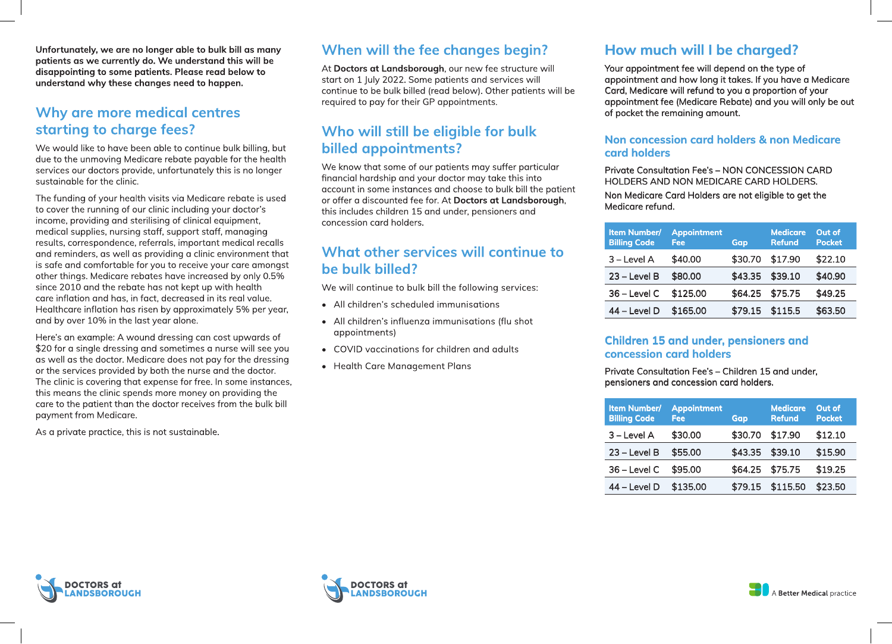**Unfortunately, we are no longer able to bulk bill as many patients as we currently do. We understand this will be disappointing to some patients. Please read below to understand why these changes need to happen.**

## Why are more medical centres starting to charge fees?

We would like to have been able to continue bulk billing, but due to the unmoving Medicare rebate payable for the health services our doctors provide, unfortunately this is no longer sustainable for the clinic.

The funding of your health visits via Medicare rebate is used to cover the running of our clinic including your doctor's income, providing and sterilising of clinical equipment, medical supplies, nursing staff, support staff, managing results, correspondence, referrals, important medical recalls and reminders, as well as providing a clinic environment that is safe and comfortable for you to receive your care amongst other things. Medicare rebates have increased by only 0.5% since 2010 and the rebate has not kept up with health care inflation and has, in fact, decreased in its real value. Healthcare inflation has risen by approximately 5% per year, and by over 10% in the last year alone.

Here's an example: A wound dressing can cost upwards of $20 for a single dressing and sometimes a nurse will see you as well as the doctor. Medicare does not pay for the dressing or the services provided by both the nurse and the doctor. The clinic is covering that expense for free. In some instances, this means the clinic spends more money on providing the care to the patient than the doctor receives from the bulk bill payment from Medicare.

As a private practice, this is not sustainable.

## When will the fee changes begin?

At **Doctors at Landsborough**, our new fee structure will start on 1 July 2022. Some patients and services will continue to be bulk billed (read below). Other patients will be required to pay for their GP appointments.

## Who will still be eligible for bulk billed appointments?

We know that some of our patients may suffer particular financial hardship and your doctor may take this into account in some instances and choose to bulk bill the patient or offer a discounted fee for. At **Doctors at Landsborough**, this includes children 15 and under, pensioners and concession card holders.

## What other services will continue to be bulk billed?

We will continue to bulk bill the following services:

- All children's scheduled immunisations
- All children's influenza immunisations (flu shot appointments)
- COVID vaccinations for children and adults
- Health Care Management Plans

## How much will I be charged?

Your appointment fee will depend on the type of appointment and how long it takes. If you have a Medicare Card, Medicare will refund to you a proportion of your appointment fee (Medicare Rebate) and you will only be out of pocket the remaining amount.

### Non concession card holders & non Medicare card holders

Private Consultation Fee's – NON CONCESSION CARD HOLDERS AND NON MEDICARE CARD HOLDERS.

Non Medicare Card Holders are not eligible to get the Medicare refund.

| Item Number/ Billing Code | Appointment Fee | Gap | Medicare Refund | Out of Pocket |
|---|---|---|---|---|
| 3 – Level A | $40.00 | $30.70 | $17.90 | $22.10 |
| 23 – Level B | $80.00 | $43.35 | $39.10 | $40.90 |
| 36 – Level C | $125.00 | $64.25 | $75.75 | $49.25 |
| 44 – Level D | $165.00 | $79.15 | $115.5 | $63.50 |

### Children 15 and under, pensioners and concession card holders

Private Consultation Fee's – Children 15 and under, pensioners and concession card holders.

| Item Number/ Billing Code | Appointment Fee | Gap | Medicare Refund | Out of Pocket |
|---|---|---|---|---|
| 3 – Level A | $30.00 | $30.70 | $17.90 | $12.10 |
| 23 – Level B | $55.00 | $43.35 | $39.10 | $15.90 |
| 36 – Level C | $95.00 | $64.25 | $75.75 | $19.25 |
| 44 – Level D | $135.00 | $79.15 | $115.50 | $23.50 |

DOCTORS at LANDSBOROUGH

A **Better Medical** practice